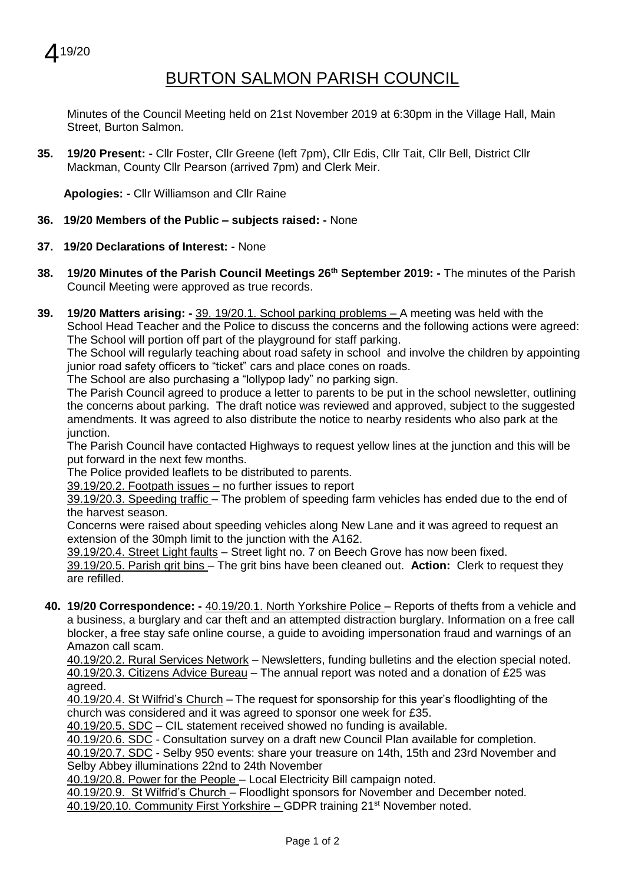419/20

# BURTON SALMON PARISH COUNCIL

Minutes of the Council Meeting held on 21st November 2019 at 6:30pm in the Village Hall, Main Street, Burton Salmon.

**35. 19/20 Present: -** Cllr Foster, Cllr Greene (left 7pm), Cllr Edis, Cllr Tait, Cllr Bell, District Cllr Mackman, County Cllr Pearson (arrived 7pm) and Clerk Meir.

**Apologies: -** Cllr Williamson and Cllr Raine

**36. 19/20 Members of the Public – subjects raised: -** None

**37. 19/20 Declarations of Interest: -** None

**38. 19/20 Minutes of the Parish Council Meetings 26th September 2019: -** The minutes of the Parish Council Meeting were approved as true records.

**39. 19/20 Matters arising: -** 39. 19/20.1. School parking problems – A meeting was held with the School Head Teacher and the Police to discuss the concerns and the following actions were agreed: The School will portion off part of the playground for staff parking.

The School will regularly teaching about road safety in school and involve the children by appointing junior road safety officers to "ticket" cars and place cones on roads.

The School are also purchasing a "lollypop lady" no parking sign.

The Parish Council agreed to produce a letter to parents to be put in the school newsletter, outlining the concerns about parking. The draft notice was reviewed and approved, subject to the suggested amendments. It was agreed to also distribute the notice to nearby residents who also park at the junction.

The Parish Council have contacted Highways to request yellow lines at the junction and this will be put forward in the next few months.

The Police provided leaflets to be distributed to parents.

39.19/20.2. Footpath issues – no further issues to report

39.19/20.3. Speeding traffic – The problem of speeding farm vehicles has ended due to the end of the harvest season.

Concerns were raised about speeding vehicles along New Lane and it was agreed to request an extension of the 30mph limit to the junction with the A162.

39.19/20.4. Street Light faults – Street light no. 7 on Beech Grove has now been fixed.

39.19/20.5. Parish grit bins – The grit bins have been cleaned out. **Action:** Clerk to request they are refilled.

**40. 19/20 Correspondence: -** 40.19/20.1. North Yorkshire Police – Reports of thefts from a vehicle and a business, a burglary and car theft and an attempted distraction burglary. Information on a free call blocker, a free stay safe online course, a guide to avoiding impersonation fraud and warnings of an Amazon call scam.

40.19/20.2. Rural Services Network – Newsletters, funding bulletins and the election special noted.

40.19/20.3. Citizens Advice Bureau – The annual report was noted and a donation of £25 was agreed.

40.19/20.4. St Wilfrid's Church – The request for sponsorship for this year's floodlighting of the church was considered and it was agreed to sponsor one week for £35.

40.19/20.5. SDC – CIL statement received showed no funding is available.

40.19/20.6. SDC - Consultation survey on a draft new Council Plan available for completion.

40.19/20.7. SDC - Selby 950 events: share your treasure on 14th, 15th and 23rd November and Selby Abbey illuminations 22nd to 24th November

40.19/20.8. Power for the People – Local Electricity Bill campaign noted.

40.19/20.9. St Wilfrid's Church – Floodlight sponsors for November and December noted.

40.19/20.10. Community First Yorkshire – GDPR training 21st November noted.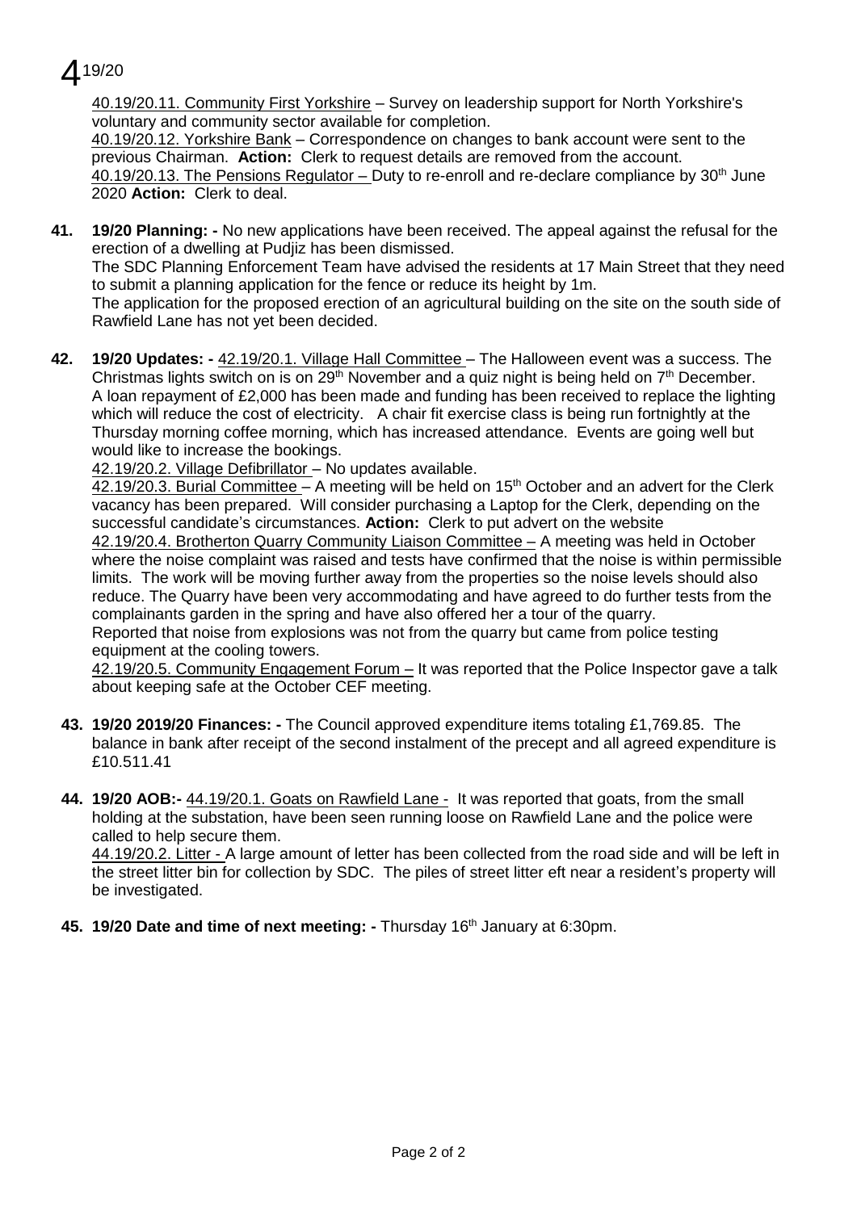40.19/20.11. Community First Yorkshire – Survey on leadership support for North Yorkshire's voluntary and community sector available for completion.
40.19/20.12. Yorkshire Bank – Correspondence on changes to bank account were sent to the previous Chairman. **Action:** Clerk to request details are removed from the account.
40.19/20.13. The Pensions Regulator – Duty to re-enroll and re-declare compliance by 30th June 2020 **Action:** Clerk to deal.

**41. 19/20 Planning: -** No new applications have been received. The appeal against the refusal for the erection of a dwelling at Pudjiz has been dismissed.
The SDC Planning Enforcement Team have advised the residents at 17 Main Street that they need to submit a planning application for the fence or reduce its height by 1m.
The application for the proposed erection of an agricultural building on the site on the south side of Rawfield Lane has not yet been decided.

**42. 19/20 Updates: -** 42.19/20.1. Village Hall Committee – The Halloween event was a success. The Christmas lights switch on is on 29th November and a quiz night is being held on 7th December. A loan repayment of £2,000 has been made and funding has been received to replace the lighting which will reduce the cost of electricity. A chair fit exercise class is being run fortnightly at the Thursday morning coffee morning, which has increased attendance. Events are going well but would like to increase the bookings.
42.19/20.2. Village Defibrillator – No updates available.
42.19/20.3. Burial Committee – A meeting will be held on 15th October and an advert for the Clerk vacancy has been prepared. Will consider purchasing a Laptop for the Clerk, depending on the successful candidate's circumstances. **Action:** Clerk to put advert on the website
42.19/20.4. Brotherton Quarry Community Liaison Committee – A meeting was held in October where the noise complaint was raised and tests have confirmed that the noise is within permissible limits. The work will be moving further away from the properties so the noise levels should also reduce. The Quarry have been very accommodating and have agreed to do further tests from the complainants garden in the spring and have also offered her a tour of the quarry.
Reported that noise from explosions was not from the quarry but came from police testing equipment at the cooling towers.
42.19/20.5. Community Engagement Forum – It was reported that the Police Inspector gave a talk about keeping safe at the October CEF meeting.

**43. 19/20 2019/20 Finances: -** The Council approved expenditure items totaling £1,769.85. The balance in bank after receipt of the second instalment of the precept and all agreed expenditure is £10.511.41

**44. 19/20 AOB:-** 44.19/20.1. Goats on Rawfield Lane - It was reported that goats, from the small holding at the substation, have been seen running loose on Rawfield Lane and the police were called to help secure them.
44.19/20.2. Litter - A large amount of letter has been collected from the road side and will be left in the street litter bin for collection by SDC. The piles of street litter eft near a resident's property will be investigated.

**45. 19/20 Date and time of next meeting: -** Thursday 16th January at 6:30pm.